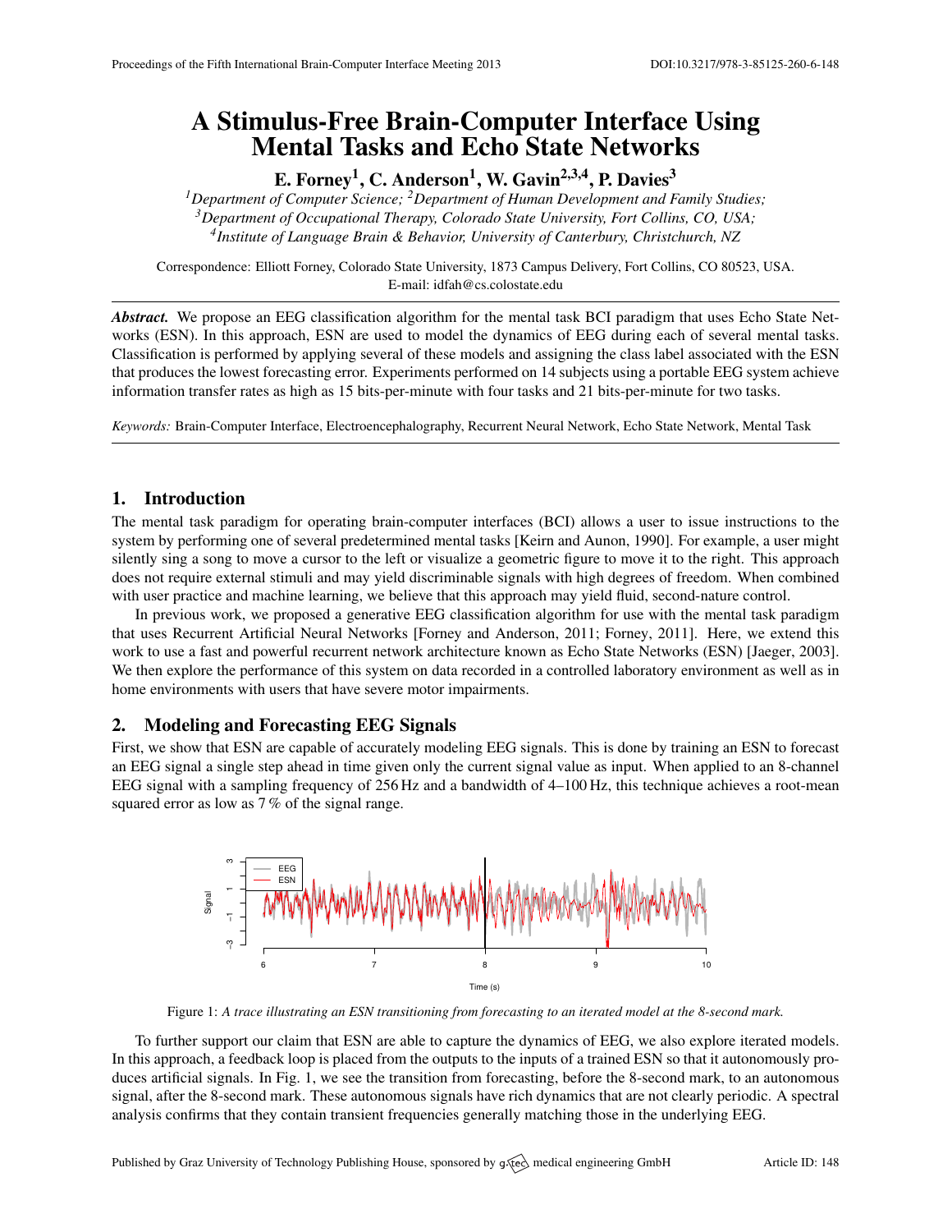# A Stimulus-Free Brain-Computer Interface Using Mental Tasks and Echo State Networks

**E. Forney[1], C. Anderson[1], W. Gavin[2,3,4], P. Davies[3]**

[1] *Department of Computer Science;* [2] *Department of Human Development and Family Studies;*
[3] *Department of Occupational Therapy, Colorado State University, Fort Collins, CO, USA;*
[4] *Institute of Language Brain & Behavior, University of Canterbury, Christchurch, NZ*

Correspondence: Elliott Forney, Colorado State University, 1873 Campus Delivery, Fort Collins, CO 80523, USA.
E-mail: idfah@cs.colostate.edu

***Abstract.*** We propose an EEG classification algorithm for the mental task BCI paradigm that uses Echo State Networks (ESN). In this approach, ESN are used to model the dynamics of EEG during each of several mental tasks. Classification is performed by applying several of these models and assigning the class label associated with the ESN that produces the lowest forecasting error. Experiments performed on 14 subjects using a portable EEG system achieve information transfer rates as high as 15 bits-per-minute with four tasks and 21 bits-per-minute for two tasks.

*Keywords:* Brain-Computer Interface, Electroencephalography, Recurrent Neural Network, Echo State Network, Mental Task

## 1. Introduction

The mental task paradigm for operating brain-computer interfaces (BCI) allows a user to issue instructions to the system by performing one of several predetermined mental tasks [Keirn and Aunon, 1990]. For example, a user might silently sing a song to move a cursor to the left or visualize a geometric figure to move it to the right. This approach does not require external stimuli and may yield discriminable signals with high degrees of freedom. When combined with user practice and machine learning, we believe that this approach may yield fluid, second-nature control.

In previous work, we proposed a generative EEG classification algorithm for use with the mental task paradigm that uses Recurrent Artificial Neural Networks [Forney and Anderson, 2011; Forney, 2011]. Here, we extend this work to use a fast and powerful recurrent network architecture known as Echo State Networks (ESN) [Jaeger, 2003]. We then explore the performance of this system on data recorded in a controlled laboratory environment as well as in home environments with users that have severe motor impairments.

## 2. Modeling and Forecasting EEG Signals

First, we show that ESN are capable of accurately modeling EEG signals. This is done by training an ESN to forecast an EEG signal a single step ahead in time given only the current signal value as input. When applied to an 8-channel EEG signal with a sampling frequency of 256 Hz and a bandwidth of 4–100 Hz, this technique achieves a root-mean squared error as low as 7 % of the signal range.

Figure 1: *A trace illustrating an ESN transitioning from forecasting to an iterated model at the 8-second mark.*

To further support our claim that ESN are able to capture the dynamics of EEG, we also explore iterated models. In this approach, a feedback loop is placed from the outputs to the inputs of a trained ESN so that it autonomously produces artificial signals. In Fig. 1, we see the transition from forecasting, before the 8-second mark, to an autonomous signal, after the 8-second mark. These autonomous signals have rich dynamics that are not clearly periodic. A spectral analysis confirms that they contain transient frequencies generally matching those in the underlying EEG.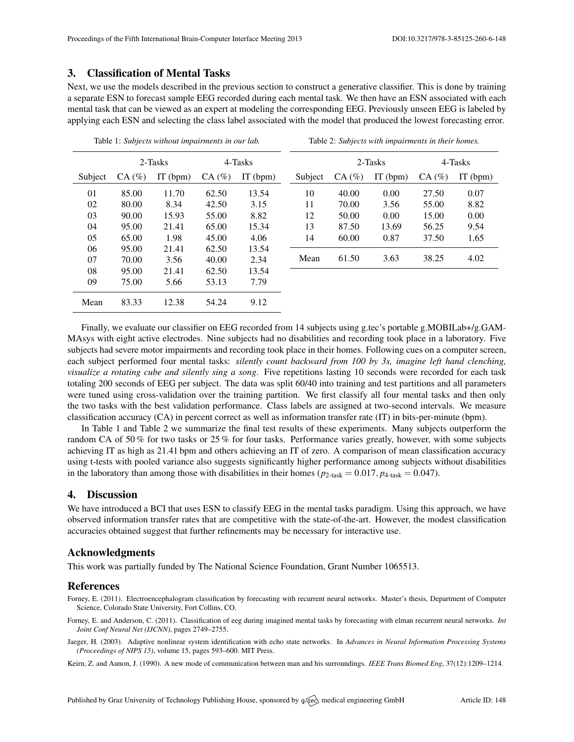## 3. Classification of Mental Tasks

Next, we use the models described in the previous section to construct a generative classifier. This is done by training a separate ESN to forecast sample EEG recorded during each mental task. We then have an ESN associated with each mental task that can be viewed as an expert at modeling the corresponding EEG. Previously unseen EEG is labeled by applying each ESN and selecting the class label associated with the model that produced the lowest forecasting error.

Table 1: *Subjects without impairments in our lab.*

| | 2-Tasks | | 4-Tasks | |
|---|---|---|---|---|
| Subject | CA (%) | IT (bpm) | CA (%) | IT (bpm) |
| 01 | 85.00 | 11.70 | 62.50 | 13.54 |
| 02 | 80.00 | 8.34 | 42.50 | 3.15 |
| 03 | 90.00 | 15.93 | 55.00 | 8.82 |
| 04 | 95.00 | 21.41 | 65.00 | 15.34 |
| 05 | 65.00 | 1.98 | 45.00 | 4.06 |
| 06 | 95.00 | 21.41 | 62.50 | 13.54 |
| 07 | 70.00 | 3.56 | 40.00 | 2.34 |
| 08 | 95.00 | 21.41 | 62.50 | 13.54 |
| 09 | 75.00 | 5.66 | 53.13 | 7.79 |
| Mean | 83.33 | 12.38 | 54.24 | 9.12 |

Table 2: *Subjects with impairments in their homes.*

| | 2-Tasks | | 4-Tasks | |
|---|---|---|---|---|
| Subject | CA (%) | IT (bpm) | CA (%) | IT (bpm) |
| 10 | 40.00 | 0.00 | 27.50 | 0.07 |
| 11 | 70.00 | 3.56 | 55.00 | 8.82 |
| 12 | 50.00 | 0.00 | 15.00 | 0.00 |
| 13 | 87.50 | 13.69 | 56.25 | 9.54 |
| 14 | 60.00 | 0.87 | 37.50 | 1.65 |
| Mean | 61.50 | 3.63 | 38.25 | 4.02 |

Finally, we evaluate our classifier on EEG recorded from 14 subjects using g.tec's portable g.MOBILab+/g.GAMMAsys with eight active electrodes. Nine subjects had no disabilities and recording took place in a laboratory. Five subjects had severe motor impairments and recording took place in their homes. Following cues on a computer screen, each subject performed four mental tasks: *silently count backward from 100 by 3s, imagine left hand clenching, visualize a rotating cube and silently sing a song*. Five repetitions lasting 10 seconds were recorded for each task totaling 200 seconds of EEG per subject. The data was split 60/40 into training and test partitions and all parameters were tuned using cross-validation over the training partition. We first classify all four mental tasks and then only the two tasks with the best validation performance. Class labels are assigned at two-second intervals. We measure classification accuracy (CA) in percent correct as well as information transfer rate (IT) in bits-per-minute (bpm).

In Table 1 and Table 2 we summarize the final test results of these experiments. Many subjects outperform the random CA of 50 % for two tasks or 25 % for four tasks. Performance varies greatly, however, with some subjects achieving IT as high as 21.41 bpm and others achieving an IT of zero. A comparison of mean classification accuracy using t-tests with pooled variance also suggests significantly higher performance among subjects without disabilities in the laboratory than among those with disabilities in their homes ($p_{\text{2-task}} = 0.017, p_{\text{4-task}} = 0.047$).

## 4. Discussion

We have introduced a BCI that uses ESN to classify EEG in the mental tasks paradigm. Using this approach, we have observed information transfer rates that are competitive with the state-of-the-art. However, the modest classification accuracies obtained suggest that further refinements may be necessary for interactive use.

## Acknowledgments

This work was partially funded by The National Science Foundation, Grant Number 1065513.

## References

Forney, E. (2011). Electroencephalogram classification by forecasting with recurrent neural networks. Master's thesis, Department of Computer Science, Colorado State University, Fort Collins, CO.

Forney, E. and Anderson, C. (2011). Classification of eeg during imagined mental tasks by forecasting with elman recurrent neural networks. *Int Joint Conf Neural Net (IJCNN)*, pages 2749–2755.

Jaeger, H. (2003). Adaptive nonlinear system identification with echo state networks. In *Advances in Neural Information Processing Systems (Proceedings of NIPS 15)*, volume 15, pages 593–600. MIT Press.

Keirn, Z. and Aunon, J. (1990). A new mode of communication between man and his surroundings. *IEEE Trans Biomed Eng*, 37(12):1209–1214.